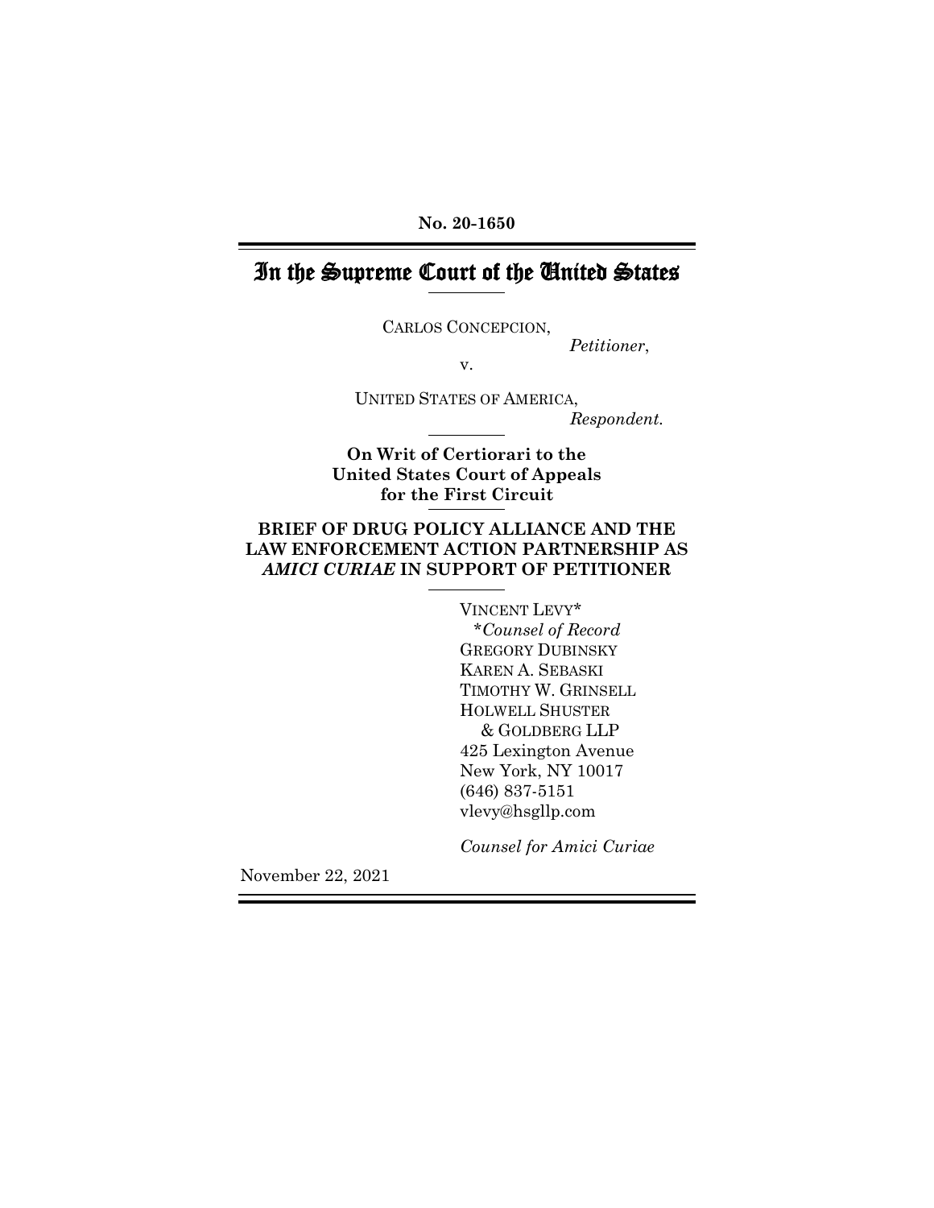**No. 20-1650**

# In the Supreme Court of the United States

CARLOS CONCEPCION,

*Petitioner*,

v.

UNITED STATES OF AMERICA,

*Respondent.*

**On Writ of Certiorari to the United States Court of Appeals for the First Circuit**

**BRIEF OF DRUG POLICY ALLIANCE AND THE LAW ENFORCEMENT ACTION PARTNERSHIP AS *AMICI CURIAE* IN SUPPORT OF PETITIONER**

VINCENT LEVY*
*\*Counsel of Record*
GREGORY DUBINSKY
KAREN A. SEBASKI
TIMOTHY W. GRINSELL
HOLWELL SHUSTER & GOLDBERG LLP
425 Lexington Avenue
New York, NY 10017
(646) 837-5151
vlevy@hsgllp.com

*Counsel for Amici Curiae*

November 22, 2021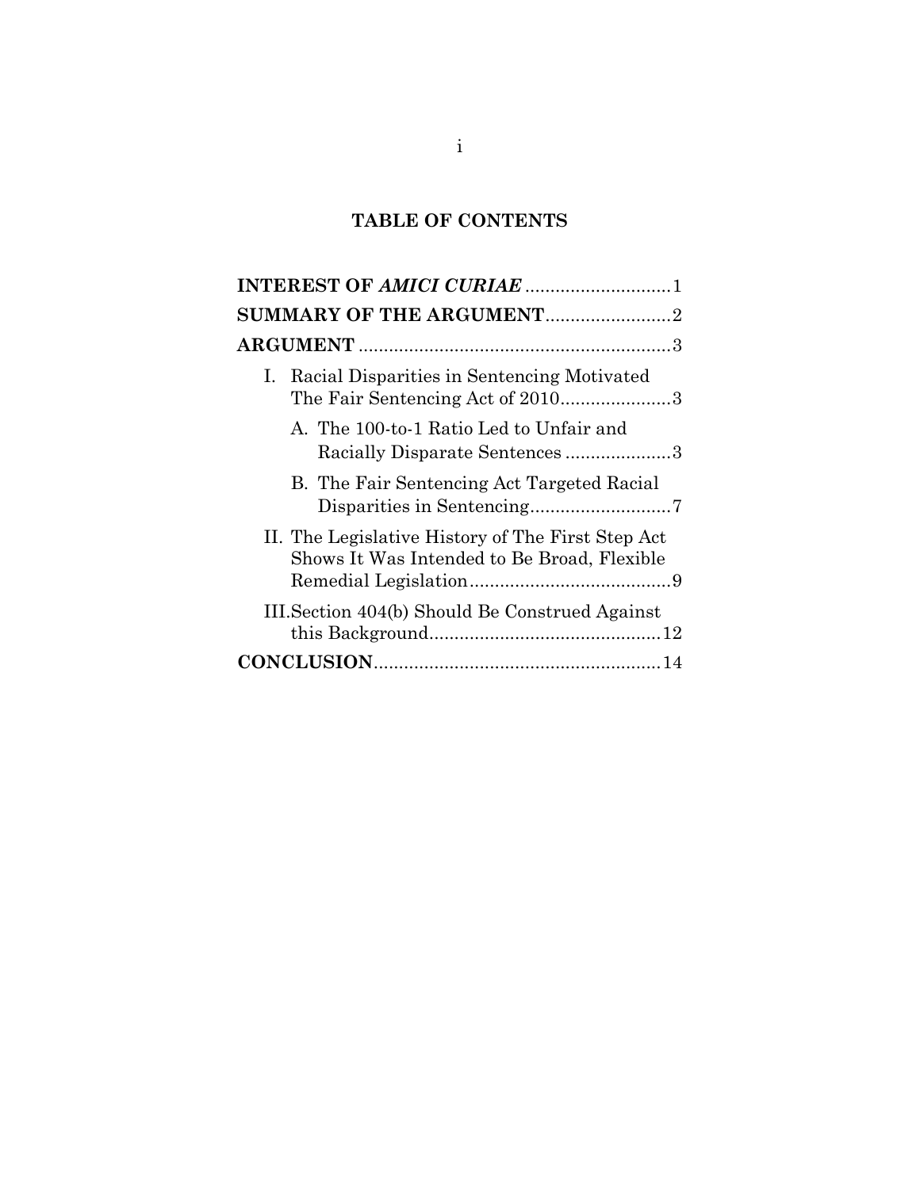# TABLE OF CONTENTS

**INTEREST OF *AMICI CURIAE*** .............................1

**SUMMARY OF THE ARGUMENT**.........................2

**ARGUMENT** ..............................................................3

I. Racial Disparities in Sentencing Motivated The Fair Sentencing Act of 2010......................3

   A. The 100-to-1 Ratio Led to Unfair and Racially Disparate Sentences .....................3

   B. The Fair Sentencing Act Targeted Racial Disparities in Sentencing............................7

II. The Legislative History of The First Step Act Shows It Was Intended to Be Broad, Flexible Remedial Legislation........................................9

III. Section 404(b) Should Be Construed Against this Background..............................................12

**CONCLUSION**.........................................................14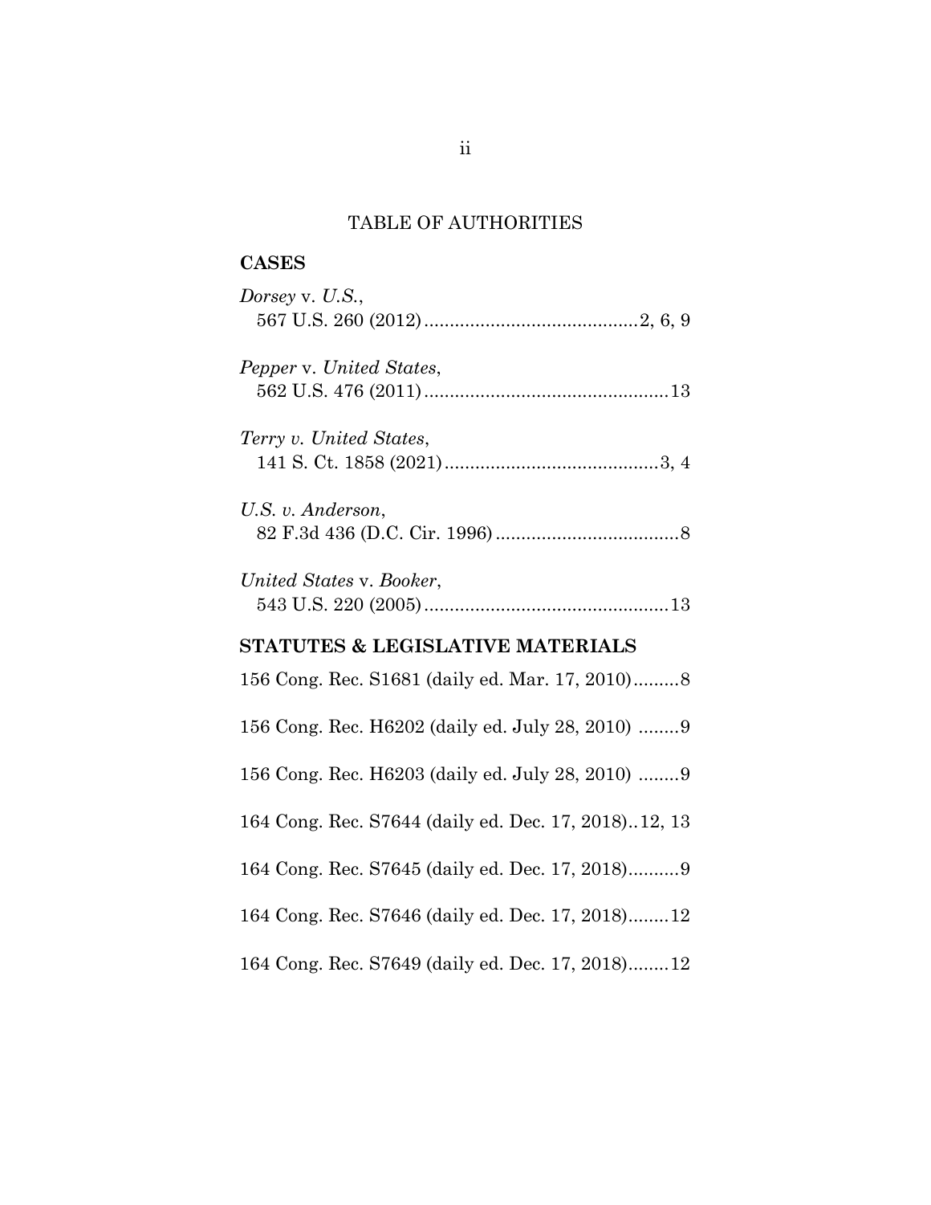# TABLE OF AUTHORITIES

## CASES

*Dorsey* v. *U.S.*,
567 U.S. 260 (2012) .......................................... 2, 6, 9

*Pepper* v. *United States*,
562 U.S. 476 (2011) ................................................ 13

*Terry v. United States*,
141 S. Ct. 1858 (2021) .......................................... 3, 4

*U.S. v. Anderson*,
82 F.3d 436 (D.C. Cir. 1996) .................................... 8

*United States* v. *Booker*,
543 U.S. 220 (2005) ................................................ 13

## STATUTES & LEGISLATIVE MATERIALS

156 Cong. Rec. S1681 (daily ed. Mar. 17, 2010) ......... 8

156 Cong. Rec. H6202 (daily ed. July 28, 2010) ........ 9

156 Cong. Rec. H6203 (daily ed. July 28, 2010) ........ 9

164 Cong. Rec. S7644 (daily ed. Dec. 17, 2018) .. 12, 13

164 Cong. Rec. S7645 (daily ed. Dec. 17, 2018) .......... 9

164 Cong. Rec. S7646 (daily ed. Dec. 17, 2018) ........ 12

164 Cong. Rec. S7649 (daily ed. Dec. 17, 2018) ........ 12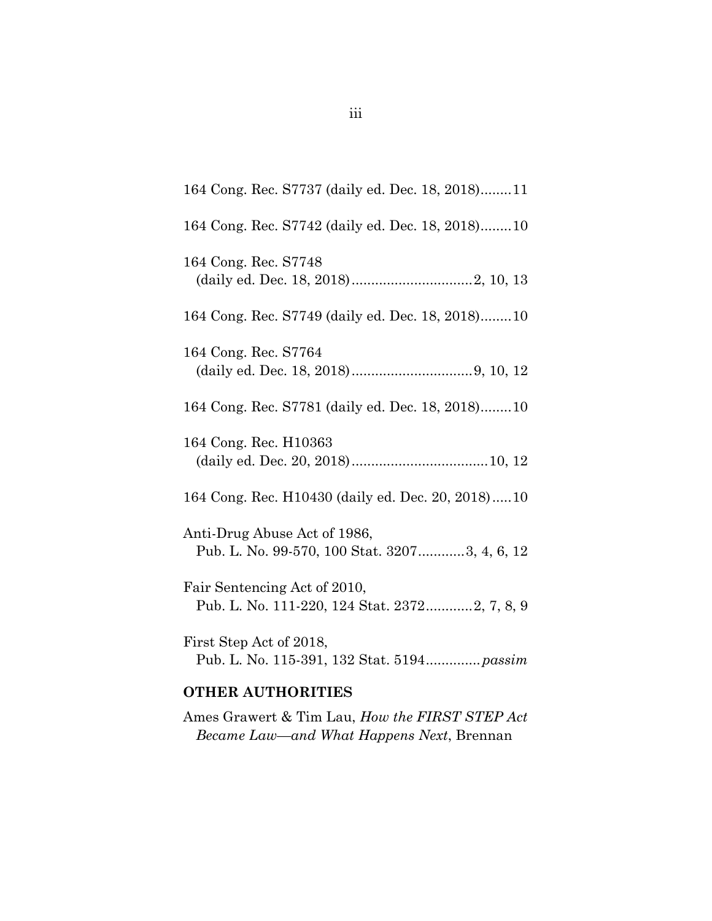164 Cong. Rec. S7737 (daily ed. Dec. 18, 2018)........11

164 Cong. Rec. S7742 (daily ed. Dec. 18, 2018)........10

164 Cong. Rec. S7748
(daily ed. Dec. 18, 2018)...............................2, 10, 13

164 Cong. Rec. S7749 (daily ed. Dec. 18, 2018)........10

164 Cong. Rec. S7764
(daily ed. Dec. 18, 2018)...............................9, 10, 12

164 Cong. Rec. S7781 (daily ed. Dec. 18, 2018)........10

164 Cong. Rec. H10363
(daily ed. Dec. 20, 2018)...................................10, 12

164 Cong. Rec. H10430 (daily ed. Dec. 20, 2018).....10

Anti-Drug Abuse Act of 1986,
Pub. L. No. 99-570, 100 Stat. 3207............3, 4, 6, 12

Fair Sentencing Act of 2010,
Pub. L. No. 111-220, 124 Stat. 2372............2, 7, 8, 9

First Step Act of 2018,
Pub. L. No. 115-391, 132 Stat. 5194..............*passim*

**OTHER AUTHORITIES**

Ames Grawert & Tim Lau, *How the FIRST STEP Act Became Law—and What Happens Next*, Brennan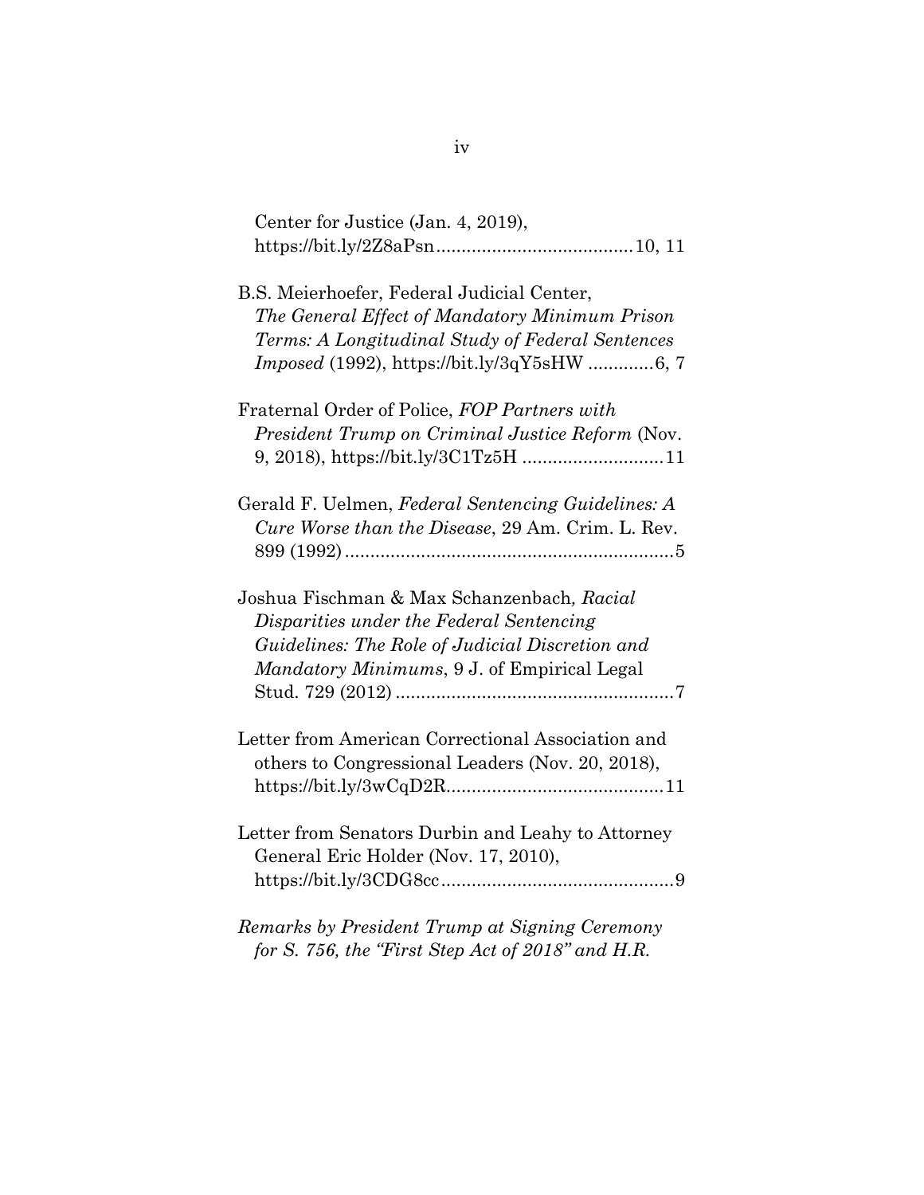Center for Justice (Jan. 4, 2019), https://bit.ly/2Z8aPsn....................................10, 11

B.S. Meierhoefer, Federal Judicial Center, *The General Effect of Mandatory Minimum Prison Terms: A Longitudinal Study of Federal Sentences Imposed* (1992), https://bit.ly/3qY5sHW .............6, 7

Fraternal Order of Police, *FOP Partners with President Trump on Criminal Justice Reform* (Nov. 9, 2018), https://bit.ly/3C1Tz5H ...........................11

Gerald F. Uelmen, *Federal Sentencing Guidelines: A Cure Worse than the Disease*, 29 Am. Crim. L. Rev. 899 (1992)................................................................5

Joshua Fischman & Max Schanzenbach, *Racial Disparities under the Federal Sentencing Guidelines: The Role of Judicial Discretion and Mandatory Minimums*, 9 J. of Empirical Legal Stud. 729 (2012)......................................................7

Letter from American Correctional Association and others to Congressional Leaders (Nov. 20, 2018), https://bit.ly/3wCqD2R..........................................11

Letter from Senators Durbin and Leahy to Attorney General Eric Holder (Nov. 17, 2010), https://bit.ly/3CDG8cc.............................................9

*Remarks by President Trump at Signing Ceremony for S. 756, the "First Step Act of 2018" and H.R.*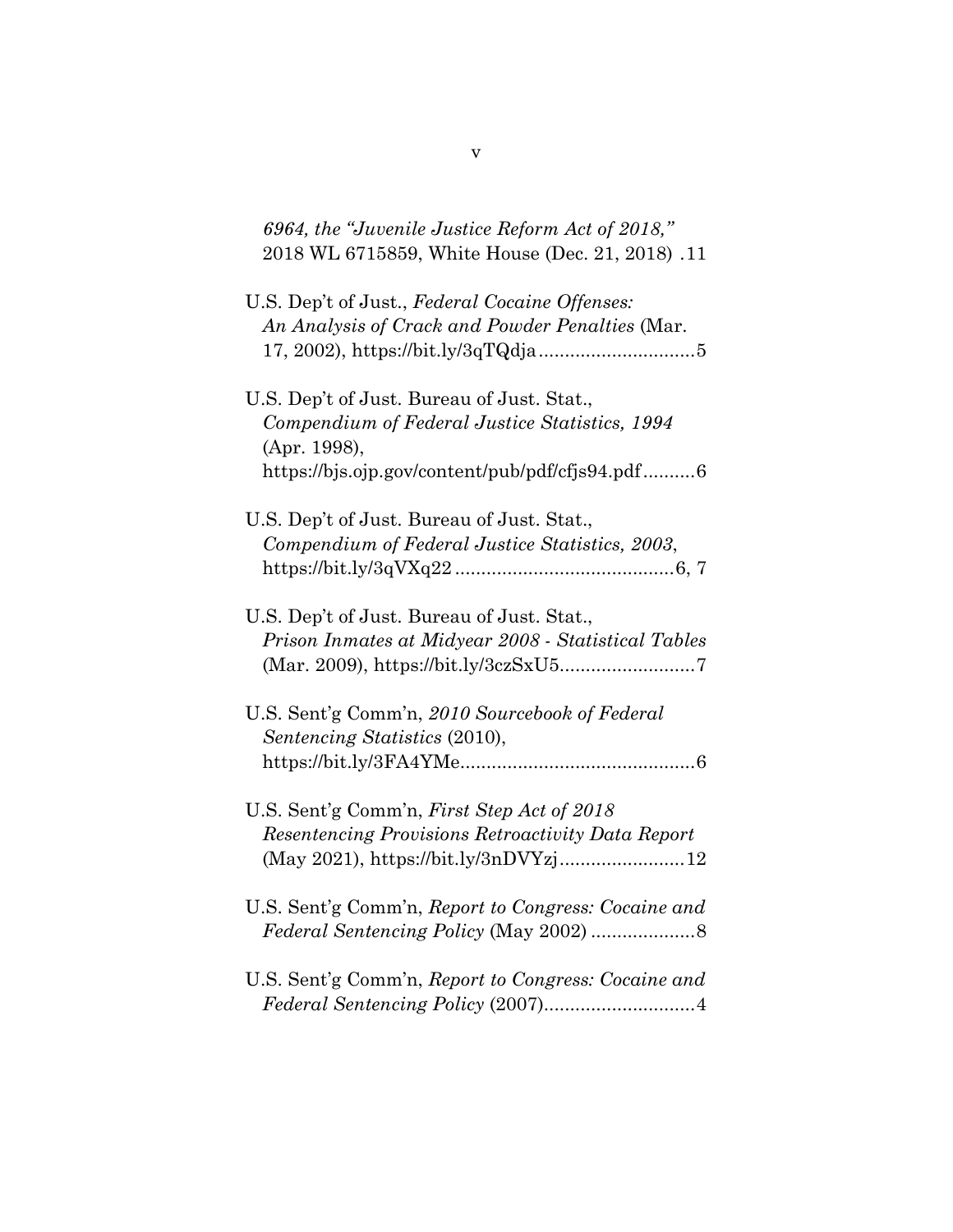*6964, the "Juvenile Justice Reform Act of 2018,"* 2018 WL 6715859, White House (Dec. 21, 2018) .11

U.S. Dep't of Just., *Federal Cocaine Offenses: An Analysis of Crack and Powder Penalties* (Mar. 17, 2002), https://bit.ly/3qTQdja..............................5

U.S. Dep't of Just. Bureau of Just. Stat., *Compendium of Federal Justice Statistics, 1994* (Apr. 1998), https://bjs.ojp.gov/content/pub/pdf/cfjs94.pdf..........6

U.S. Dep't of Just. Bureau of Just. Stat., *Compendium of Federal Justice Statistics, 2003*, https://bit.ly/3qVXq22..........................................6, 7

U.S. Dep't of Just. Bureau of Just. Stat., *Prison Inmates at Midyear 2008 - Statistical Tables* (Mar. 2009), https://bit.ly/3czSxU5..........................7

U.S. Sent'g Comm'n, *2010 Sourcebook of Federal Sentencing Statistics* (2010), https://bit.ly/3FA4YMe.............................................6

U.S. Sent'g Comm'n, *First Step Act of 2018 Resentencing Provisions Retroactivity Data Report* (May 2021), https://bit.ly/3nDVYzj........................12

U.S. Sent'g Comm'n, *Report to Congress: Cocaine and Federal Sentencing Policy* (May 2002) ....................8

U.S. Sent'g Comm'n, *Report to Congress: Cocaine and Federal Sentencing Policy* (2007).............................4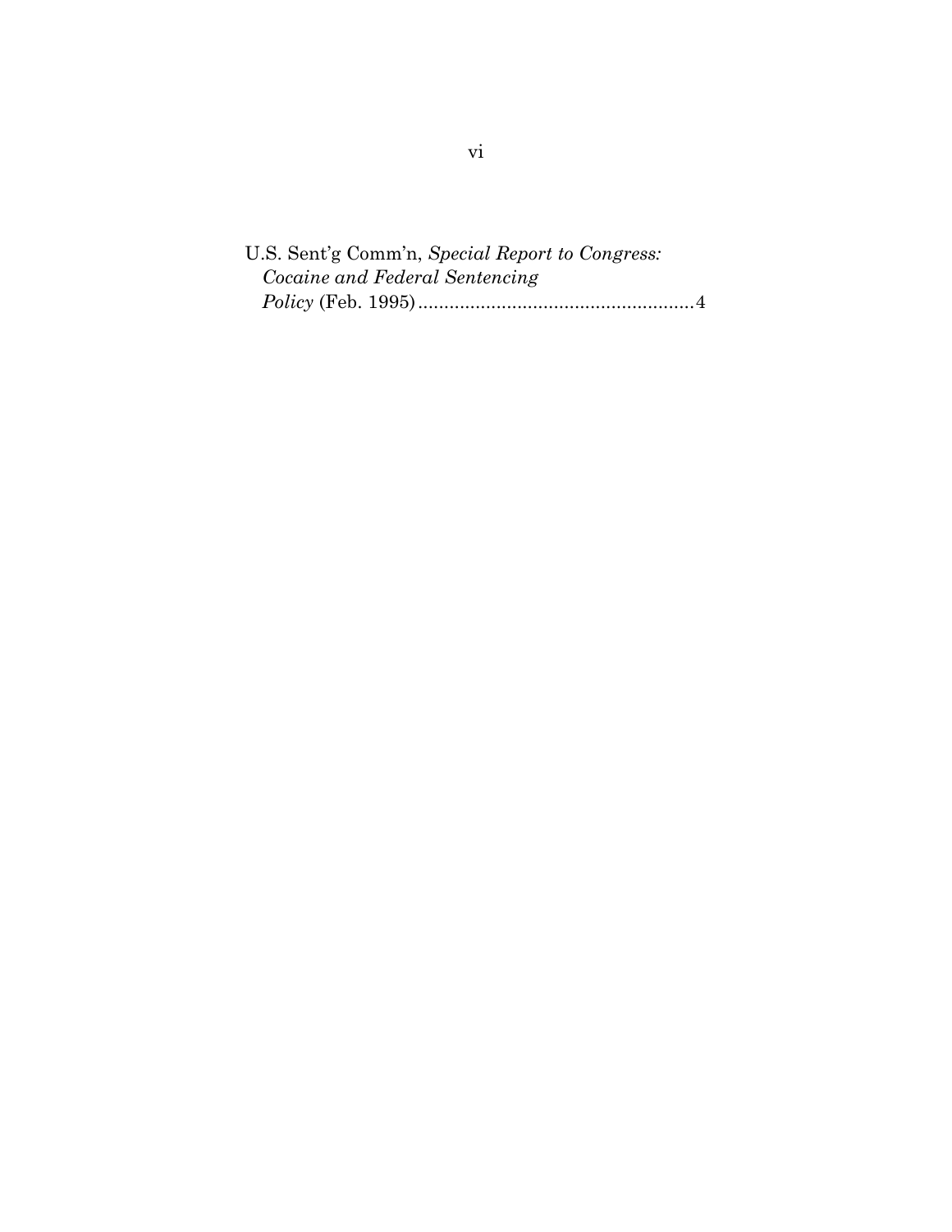U.S. Sent'g Comm'n, *Special Report to Congress: Cocaine and Federal Sentencing Policy* (Feb. 1995).....................................................4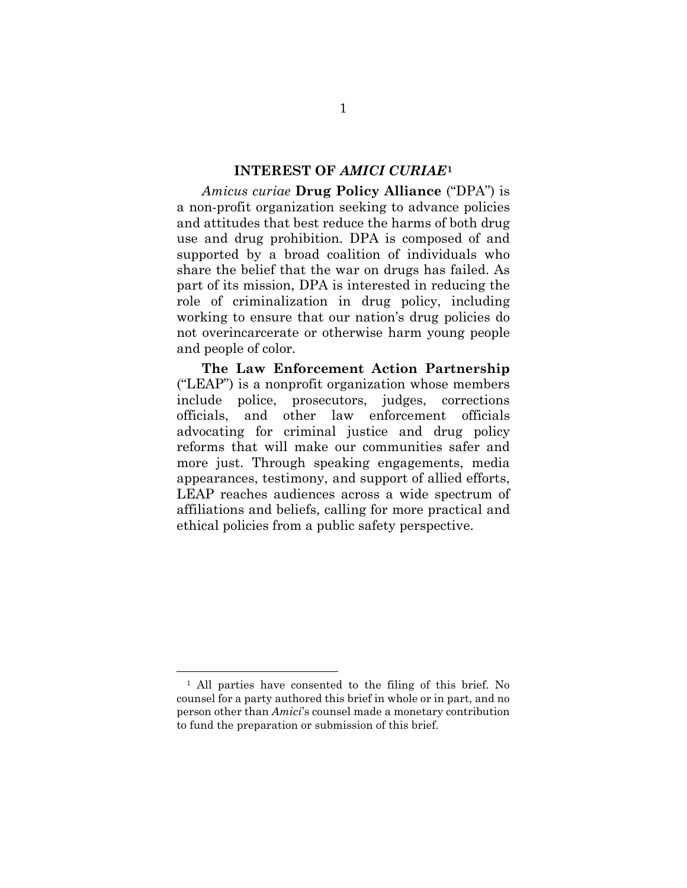## INTEREST OF *AMICI CURIAE*[1]

*Amicus curiae* **Drug Policy Alliance** ("DPA") is a non-profit organization seeking to advance policies and attitudes that best reduce the harms of both drug use and drug prohibition. DPA is composed of and supported by a broad coalition of individuals who share the belief that the war on drugs has failed. As part of its mission, DPA is interested in reducing the role of criminalization in drug policy, including working to ensure that our nation's drug policies do not overincarcerate or otherwise harm young people and people of color.

**The Law Enforcement Action Partnership** ("LEAP") is a nonprofit organization whose members include police, prosecutors, judges, corrections officials, and other law enforcement officials advocating for criminal justice and drug policy reforms that will make our communities safer and more just. Through speaking engagements, media appearances, testimony, and support of allied efforts, LEAP reaches audiences across a wide spectrum of affiliations and beliefs, calling for more practical and ethical policies from a public safety perspective.

---

[1] All parties have consented to the filing of this brief. No counsel for a party authored this brief in whole or in part, and no person other than *Amici*'s counsel made a monetary contribution to fund the preparation or submission of this brief.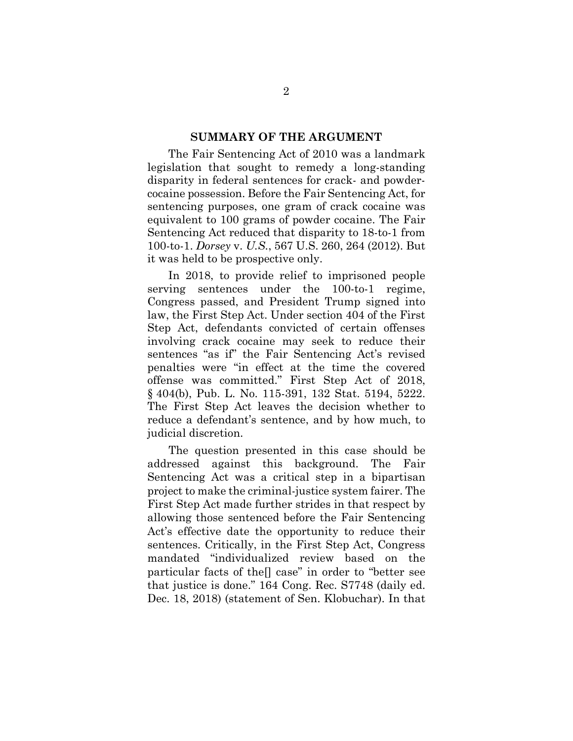## SUMMARY OF THE ARGUMENT

The Fair Sentencing Act of 2010 was a landmark legislation that sought to remedy a long-standing disparity in federal sentences for crack- and powder-cocaine possession. Before the Fair Sentencing Act, for sentencing purposes, one gram of crack cocaine was equivalent to 100 grams of powder cocaine. The Fair Sentencing Act reduced that disparity to 18-to-1 from 100-to-1. *Dorsey* v. *U.S.*, 567 U.S. 260, 264 (2012). But it was held to be prospective only.

In 2018, to provide relief to imprisoned people serving sentences under the 100-to-1 regime, Congress passed, and President Trump signed into law, the First Step Act. Under section 404 of the First Step Act, defendants convicted of certain offenses involving crack cocaine may seek to reduce their sentences "as if" the Fair Sentencing Act's revised penalties were "in effect at the time the covered offense was committed." First Step Act of 2018, § 404(b), Pub. L. No. 115-391, 132 Stat. 5194, 5222. The First Step Act leaves the decision whether to reduce a defendant's sentence, and by how much, to judicial discretion.

The question presented in this case should be addressed against this background. The Fair Sentencing Act was a critical step in a bipartisan project to make the criminal-justice system fairer. The First Step Act made further strides in that respect by allowing those sentenced before the Fair Sentencing Act's effective date the opportunity to reduce their sentences. Critically, in the First Step Act, Congress mandated "individualized review based on the particular facts of the[] case" in order to "better see that justice is done." 164 Cong. Rec. S7748 (daily ed. Dec. 18, 2018) (statement of Sen. Klobuchar). In that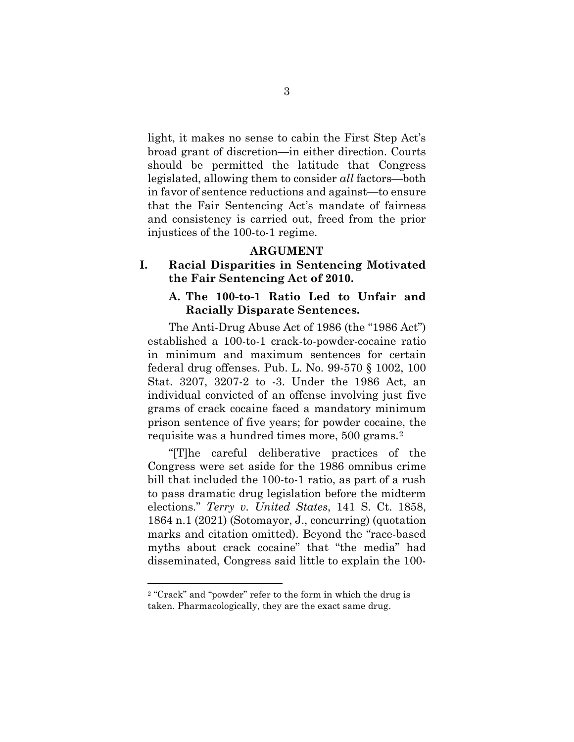light, it makes no sense to cabin the First Step Act's broad grant of discretion—in either direction. Courts should be permitted the latitude that Congress legislated, allowing them to consider *all* factors—both in favor of sentence reductions and against—to ensure that the Fair Sentencing Act's mandate of fairness and consistency is carried out, freed from the prior injustices of the 100-to-1 regime.

## ARGUMENT

### I. Racial Disparities in Sentencing Motivated the Fair Sentencing Act of 2010.

#### A. The 100-to-1 Ratio Led to Unfair and Racially Disparate Sentences.

The Anti-Drug Abuse Act of 1986 (the "1986 Act") established a 100-to-1 crack-to-powder-cocaine ratio in minimum and maximum sentences for certain federal drug offenses. Pub. L. No. 99-570 § 1002, 100 Stat. 3207, 3207-2 to -3. Under the 1986 Act, an individual convicted of an offense involving just five grams of crack cocaine faced a mandatory minimum prison sentence of five years; for powder cocaine, the requisite was a hundred times more, 500 grams.[2]

"[T]he careful deliberative practices of the Congress were set aside for the 1986 omnibus crime bill that included the 100-to-1 ratio, as part of a rush to pass dramatic drug legislation before the midterm elections." *Terry v. United States*, 141 S. Ct. 1858, 1864 n.1 (2021) (Sotomayor, J., concurring) (quotation marks and citation omitted). Beyond the "race-based myths about crack cocaine" that "the media" had disseminated, Congress said little to explain the 100-

---

[2] "Crack" and "powder" refer to the form in which the drug is taken. Pharmacologically, they are the exact same drug.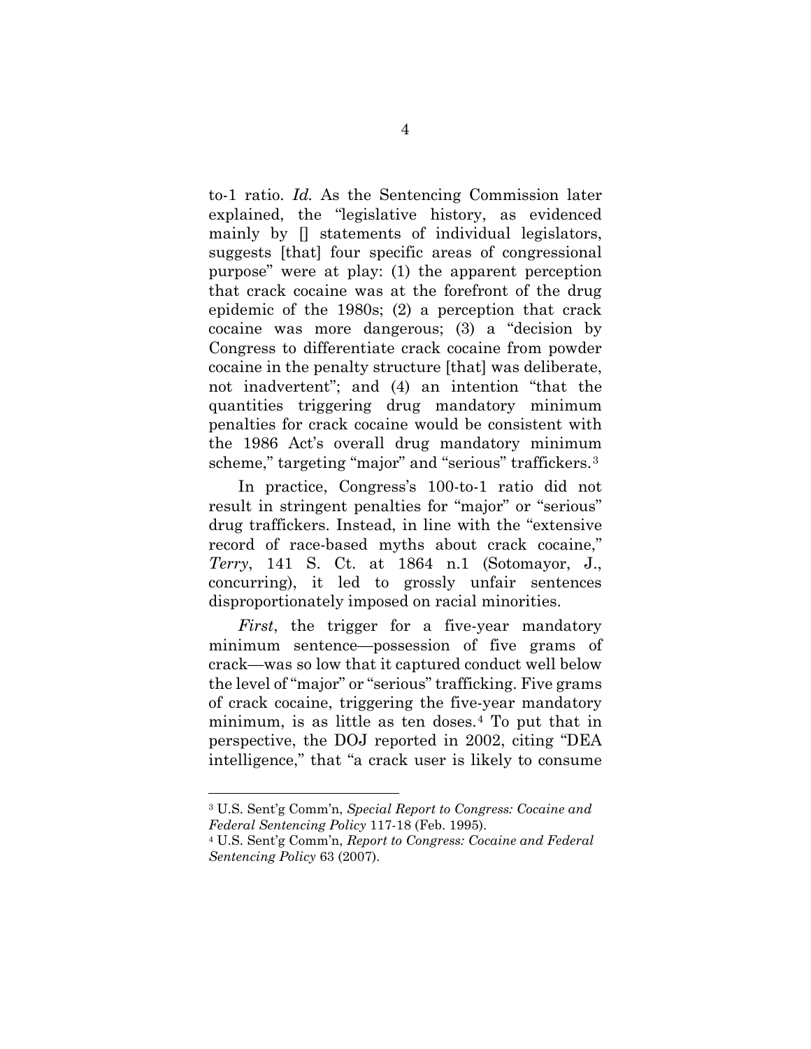to-1 ratio. *Id.* As the Sentencing Commission later explained, the "legislative history, as evidenced mainly by [] statements of individual legislators, suggests [that] four specific areas of congressional purpose" were at play: (1) the apparent perception that crack cocaine was at the forefront of the drug epidemic of the 1980s; (2) a perception that crack cocaine was more dangerous; (3) a "decision by Congress to differentiate crack cocaine from powder cocaine in the penalty structure [that] was deliberate, not inadvertent"; and (4) an intention "that the quantities triggering drug mandatory minimum penalties for crack cocaine would be consistent with the 1986 Act's overall drug mandatory minimum scheme," targeting "major" and "serious" traffickers.[3]

In practice, Congress's 100-to-1 ratio did not result in stringent penalties for "major" or "serious" drug traffickers. Instead, in line with the "extensive record of race-based myths about crack cocaine," *Terry*, 141 S. Ct. at 1864 n.1 (Sotomayor, J., concurring), it led to grossly unfair sentences disproportionately imposed on racial minorities.

*First*, the trigger for a five-year mandatory minimum sentence—possession of five grams of crack—was so low that it captured conduct well below the level of "major" or "serious" trafficking. Five grams of crack cocaine, triggering the five-year mandatory minimum, is as little as ten doses.[4] To put that in perspective, the DOJ reported in 2002, citing "DEA intelligence," that "a crack user is likely to consume

---

[3] U.S. Sent'g Comm'n, *Special Report to Congress: Cocaine and Federal Sentencing Policy* 117-18 (Feb. 1995).

[4] U.S. Sent'g Comm'n, *Report to Congress: Cocaine and Federal Sentencing Policy* 63 (2007).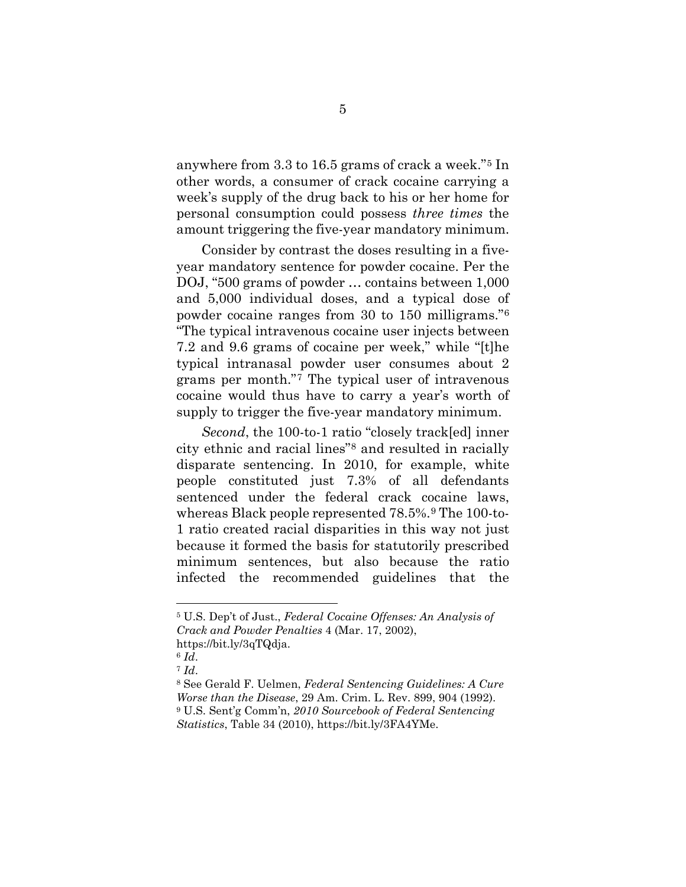anywhere from 3.3 to 16.5 grams of crack a week."[5] In other words, a consumer of crack cocaine carrying a week's supply of the drug back to his or her home for personal consumption could possess *three times* the amount triggering the five-year mandatory minimum.

Consider by contrast the doses resulting in a five-year mandatory sentence for powder cocaine. Per the DOJ, "500 grams of powder … contains between 1,000 and 5,000 individual doses, and a typical dose of powder cocaine ranges from 30 to 150 milligrams."[6] "The typical intravenous cocaine user injects between 7.2 and 9.6 grams of cocaine per week," while "[t]he typical intranasal powder user consumes about 2 grams per month."[7] The typical user of intravenous cocaine would thus have to carry a year's worth of supply to trigger the five-year mandatory minimum.

*Second*, the 100-to-1 ratio "closely track[ed] inner city ethnic and racial lines"[8] and resulted in racially disparate sentencing. In 2010, for example, white people constituted just 7.3% of all defendants sentenced under the federal crack cocaine laws, whereas Black people represented 78.5%.[9] The 100-to-1 ratio created racial disparities in this way not just because it formed the basis for statutorily prescribed minimum sentences, but also because the ratio infected the recommended guidelines that the

---

[5] U.S. Dep't of Just., *Federal Cocaine Offenses: An Analysis of Crack and Powder Penalties* 4 (Mar. 17, 2002), https://bit.ly/3qTQdja.

[6] *Id*.

[7] *Id*.

[8] See Gerald F. Uelmen, *Federal Sentencing Guidelines: A Cure Worse than the Disease*, 29 Am. Crim. L. Rev. 899, 904 (1992).

[9] U.S. Sent'g Comm'n, *2010 Sourcebook of Federal Sentencing Statistics*, Table 34 (2010), https://bit.ly/3FA4YMe.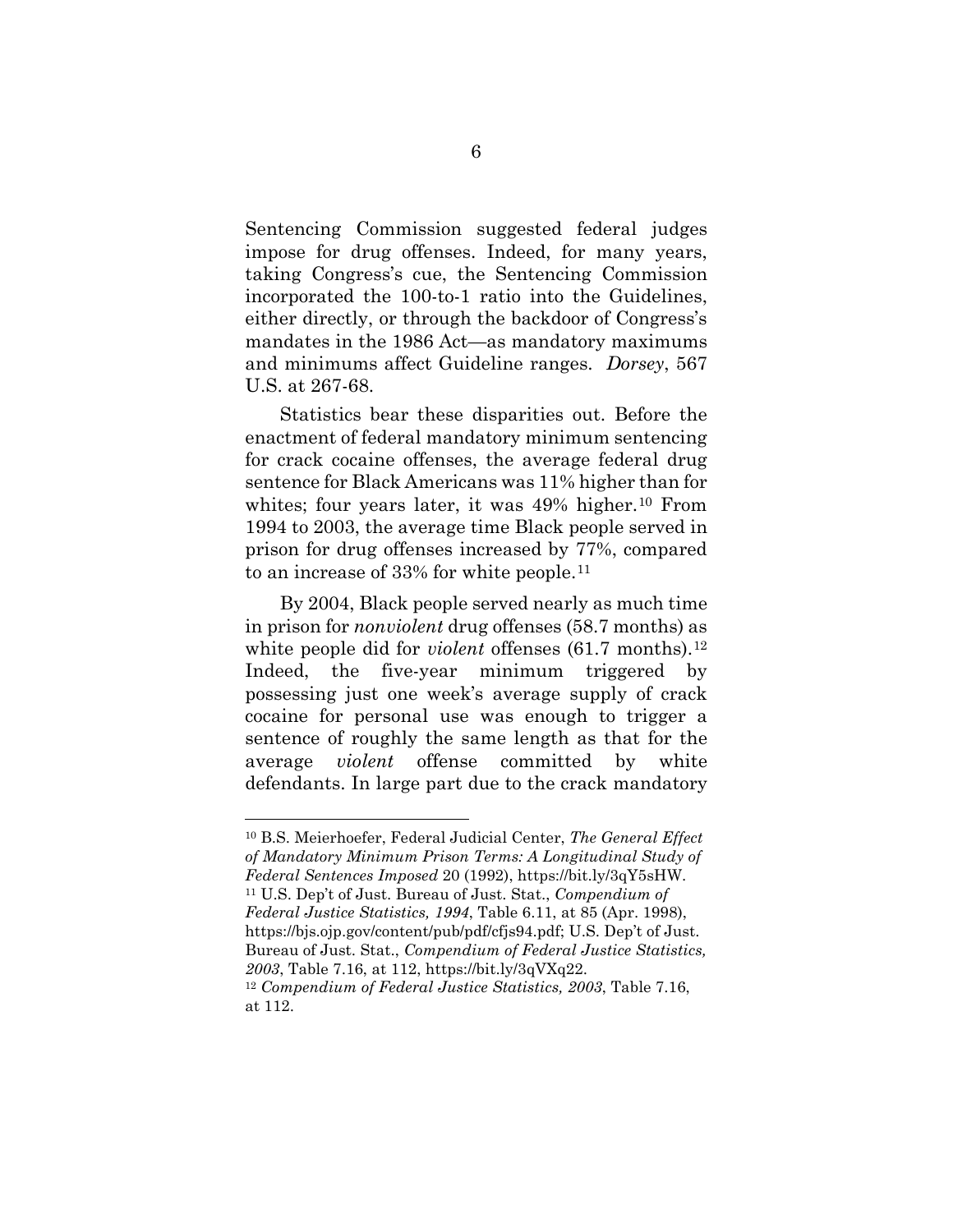Sentencing Commission suggested federal judges impose for drug offenses. Indeed, for many years, taking Congress's cue, the Sentencing Commission incorporated the 100-to-1 ratio into the Guidelines, either directly, or through the backdoor of Congress's mandates in the 1986 Act—as mandatory maximums and minimums affect Guideline ranges. *Dorsey*, 567 U.S. at 267-68.

Statistics bear these disparities out. Before the enactment of federal mandatory minimum sentencing for crack cocaine offenses, the average federal drug sentence for Black Americans was 11% higher than for whites; four years later, it was 49% higher.[10] From 1994 to 2003, the average time Black people served in prison for drug offenses increased by 77%, compared to an increase of 33% for white people.[11]

By 2004, Black people served nearly as much time in prison for *nonviolent* drug offenses (58.7 months) as white people did for *violent* offenses (61.7 months).[12] Indeed, the five-year minimum triggered by possessing just one week's average supply of crack cocaine for personal use was enough to trigger a sentence of roughly the same length as that for the average *violent* offense committed by white defendants. In large part due to the crack mandatory

---

[10] B.S. Meierhoefer, Federal Judicial Center, *The General Effect of Mandatory Minimum Prison Terms: A Longitudinal Study of Federal Sentences Imposed* 20 (1992), https://bit.ly/3qY5sHW.

[11] U.S. Dep't of Just. Bureau of Just. Stat., *Compendium of Federal Justice Statistics, 1994*, Table 6.11, at 85 (Apr. 1998), https://bjs.ojp.gov/content/pub/pdf/cfjs94.pdf; U.S. Dep't of Just. Bureau of Just. Stat., *Compendium of Federal Justice Statistics, 2003*, Table 7.16, at 112, https://bit.ly/3qVXq22.

[12] *Compendium of Federal Justice Statistics, 2003*, Table 7.16, at 112.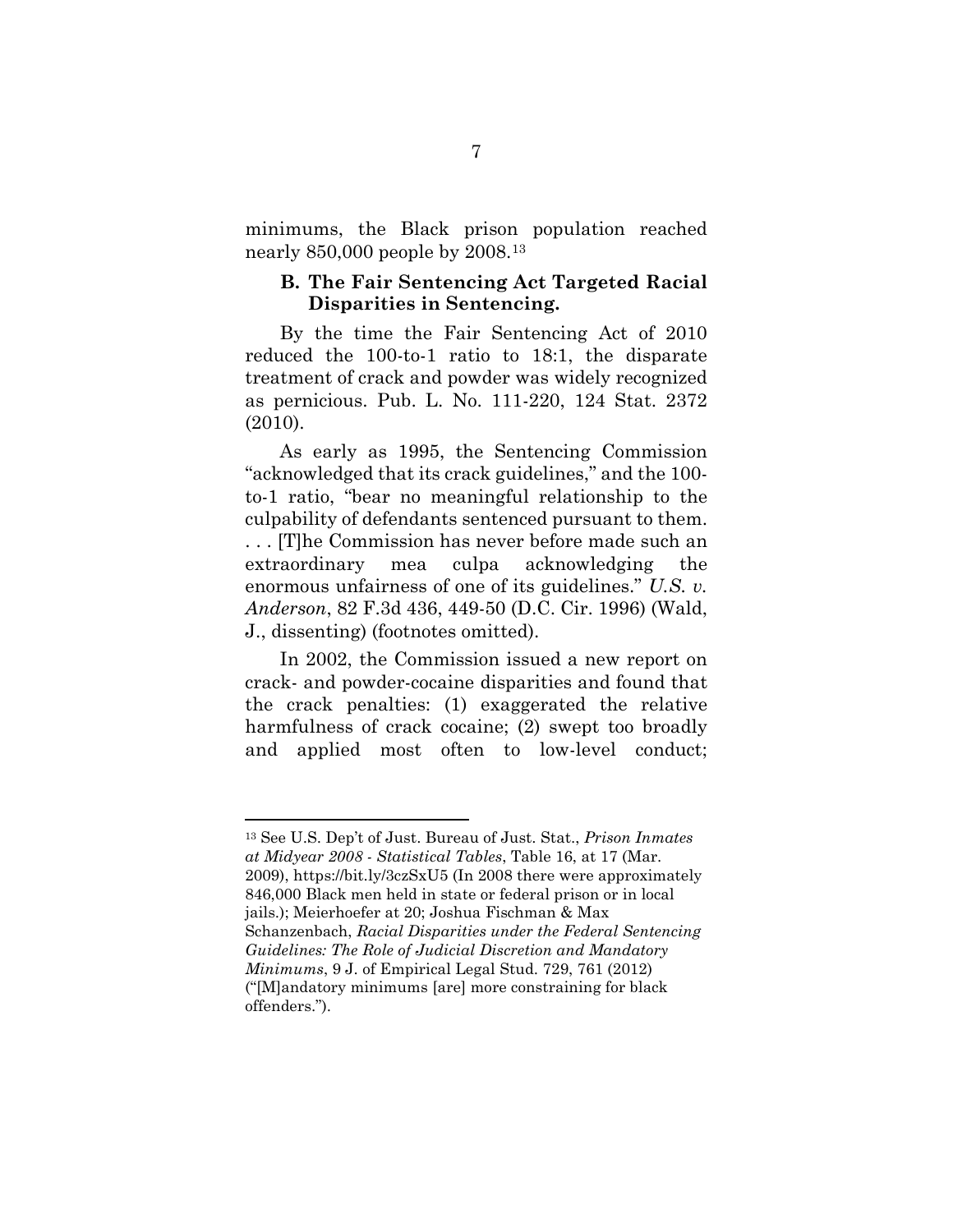minimums, the Black prison population reached nearly 850,000 people by 2008.[13]

### B. The Fair Sentencing Act Targeted Racial Disparities in Sentencing.

By the time the Fair Sentencing Act of 2010 reduced the 100-to-1 ratio to 18:1, the disparate treatment of crack and powder was widely recognized as pernicious. Pub. L. No. 111-220, 124 Stat. 2372 (2010).

As early as 1995, the Sentencing Commission "acknowledged that its crack guidelines," and the 100-to-1 ratio, "bear no meaningful relationship to the culpability of defendants sentenced pursuant to them. . . . [T]he Commission has never before made such an extraordinary mea culpa acknowledging the enormous unfairness of one of its guidelines." *U.S. v. Anderson*, 82 F.3d 436, 449-50 (D.C. Cir. 1996) (Wald, J., dissenting) (footnotes omitted).

In 2002, the Commission issued a new report on crack- and powder-cocaine disparities and found that the crack penalties: (1) exaggerated the relative harmfulness of crack cocaine; (2) swept too broadly and applied most often to low-level conduct;

---

[13] See U.S. Dep't of Just. Bureau of Just. Stat., *Prison Inmates at Midyear 2008 - Statistical Tables*, Table 16, at 17 (Mar. 2009), https://bit.ly/3czSxU5 (In 2008 there were approximately 846,000 Black men held in state or federal prison or in local jails.); Meierhoefer at 20; Joshua Fischman & Max Schanzenbach, *Racial Disparities under the Federal Sentencing Guidelines: The Role of Judicial Discretion and Mandatory Minimums*, 9 J. of Empirical Legal Stud. 729, 761 (2012) ("[M]andatory minimums [are] more constraining for black offenders.").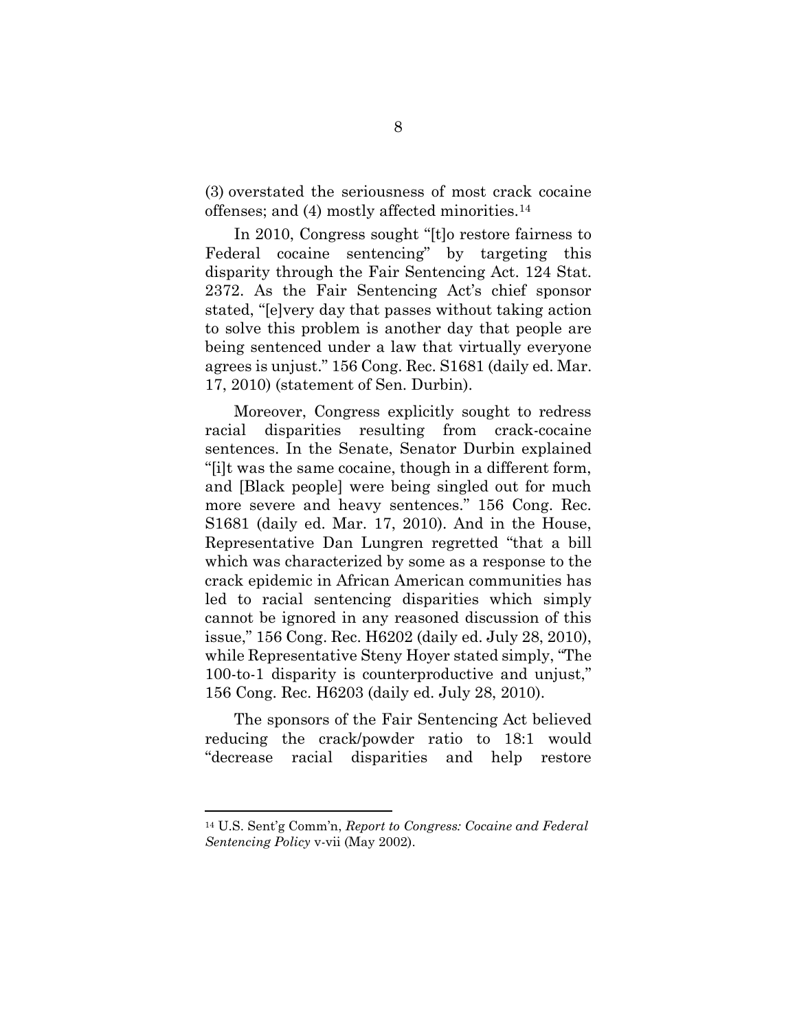(3) overstated the seriousness of most crack cocaine offenses; and (4) mostly affected minorities.[14]

In 2010, Congress sought "[t]o restore fairness to Federal cocaine sentencing" by targeting this disparity through the Fair Sentencing Act. 124 Stat. 2372. As the Fair Sentencing Act's chief sponsor stated, "[e]very day that passes without taking action to solve this problem is another day that people are being sentenced under a law that virtually everyone agrees is unjust." 156 Cong. Rec. S1681 (daily ed. Mar. 17, 2010) (statement of Sen. Durbin).

Moreover, Congress explicitly sought to redress racial disparities resulting from crack-cocaine sentences. In the Senate, Senator Durbin explained "[i]t was the same cocaine, though in a different form, and [Black people] were being singled out for much more severe and heavy sentences." 156 Cong. Rec. S1681 (daily ed. Mar. 17, 2010). And in the House, Representative Dan Lungren regretted "that a bill which was characterized by some as a response to the crack epidemic in African American communities has led to racial sentencing disparities which simply cannot be ignored in any reasoned discussion of this issue," 156 Cong. Rec. H6202 (daily ed. July 28, 2010), while Representative Steny Hoyer stated simply, "The 100-to-1 disparity is counterproductive and unjust," 156 Cong. Rec. H6203 (daily ed. July 28, 2010).

The sponsors of the Fair Sentencing Act believed reducing the crack/powder ratio to 18:1 would "decrease racial disparities and help restore

---

[14] U.S. Sent'g Comm'n, *Report to Congress: Cocaine and Federal Sentencing Policy* v-vii (May 2002).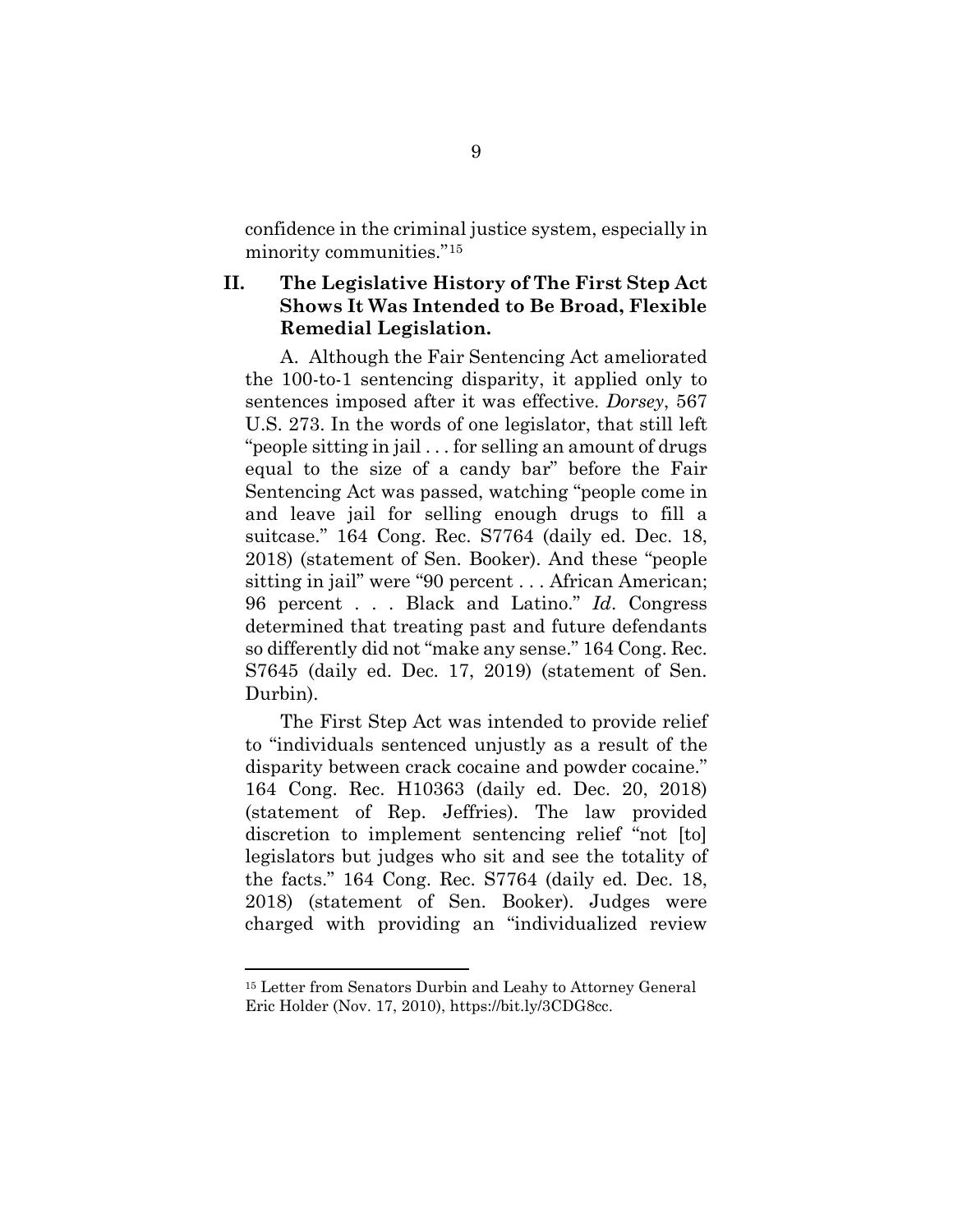confidence in the criminal justice system, especially in minority communities."[15]

## II. The Legislative History of The First Step Act Shows It Was Intended to Be Broad, Flexible Remedial Legislation.

A. Although the Fair Sentencing Act ameliorated the 100-to-1 sentencing disparity, it applied only to sentences imposed after it was effective. *Dorsey*, 567 U.S. 273. In the words of one legislator, that still left "people sitting in jail . . . for selling an amount of drugs equal to the size of a candy bar" before the Fair Sentencing Act was passed, watching "people come in and leave jail for selling enough drugs to fill a suitcase." 164 Cong. Rec. S7764 (daily ed. Dec. 18, 2018) (statement of Sen. Booker). And these "people sitting in jail" were "90 percent . . . African American; 96 percent . . . Black and Latino." *Id*. Congress determined that treating past and future defendants so differently did not "make any sense." 164 Cong. Rec. S7645 (daily ed. Dec. 17, 2019) (statement of Sen. Durbin).

The First Step Act was intended to provide relief to "individuals sentenced unjustly as a result of the disparity between crack cocaine and powder cocaine." 164 Cong. Rec. H10363 (daily ed. Dec. 20, 2018) (statement of Rep. Jeffries). The law provided discretion to implement sentencing relief "not [to] legislators but judges who sit and see the totality of the facts." 164 Cong. Rec. S7764 (daily ed. Dec. 18, 2018) (statement of Sen. Booker). Judges were charged with providing an "individualized review

---

[15] Letter from Senators Durbin and Leahy to Attorney General Eric Holder (Nov. 17, 2010), https://bit.ly/3CDG8cc.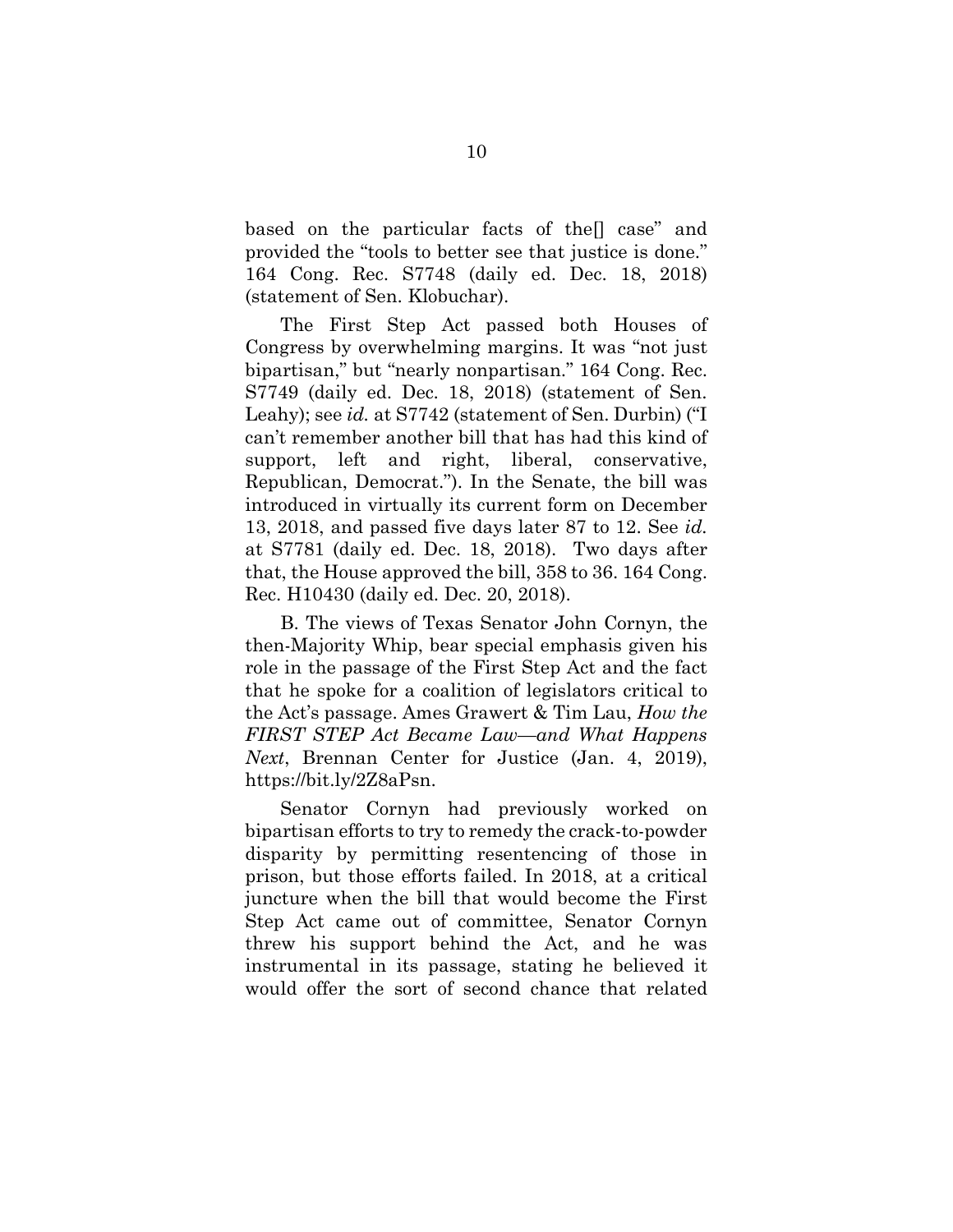based on the particular facts of the[] case" and provided the "tools to better see that justice is done." 164 Cong. Rec. S7748 (daily ed. Dec. 18, 2018) (statement of Sen. Klobuchar).

The First Step Act passed both Houses of Congress by overwhelming margins. It was "not just bipartisan," but "nearly nonpartisan." 164 Cong. Rec. S7749 (daily ed. Dec. 18, 2018) (statement of Sen. Leahy); see *id.* at S7742 (statement of Sen. Durbin) ("I can't remember another bill that has had this kind of support, left and right, liberal, conservative, Republican, Democrat."). In the Senate, the bill was introduced in virtually its current form on December 13, 2018, and passed five days later 87 to 12. See *id.* at S7781 (daily ed. Dec. 18, 2018). Two days after that, the House approved the bill, 358 to 36. 164 Cong. Rec. H10430 (daily ed. Dec. 20, 2018).

B. The views of Texas Senator John Cornyn, the then-Majority Whip, bear special emphasis given his role in the passage of the First Step Act and the fact that he spoke for a coalition of legislators critical to the Act's passage. Ames Grawert & Tim Lau, *How the FIRST STEP Act Became Law—and What Happens Next*, Brennan Center for Justice (Jan. 4, 2019), https://bit.ly/2Z8aPsn.

Senator Cornyn had previously worked on bipartisan efforts to try to remedy the crack-to-powder disparity by permitting resentencing of those in prison, but those efforts failed. In 2018, at a critical juncture when the bill that would become the First Step Act came out of committee, Senator Cornyn threw his support behind the Act, and he was instrumental in its passage, stating he believed it would offer the sort of second chance that related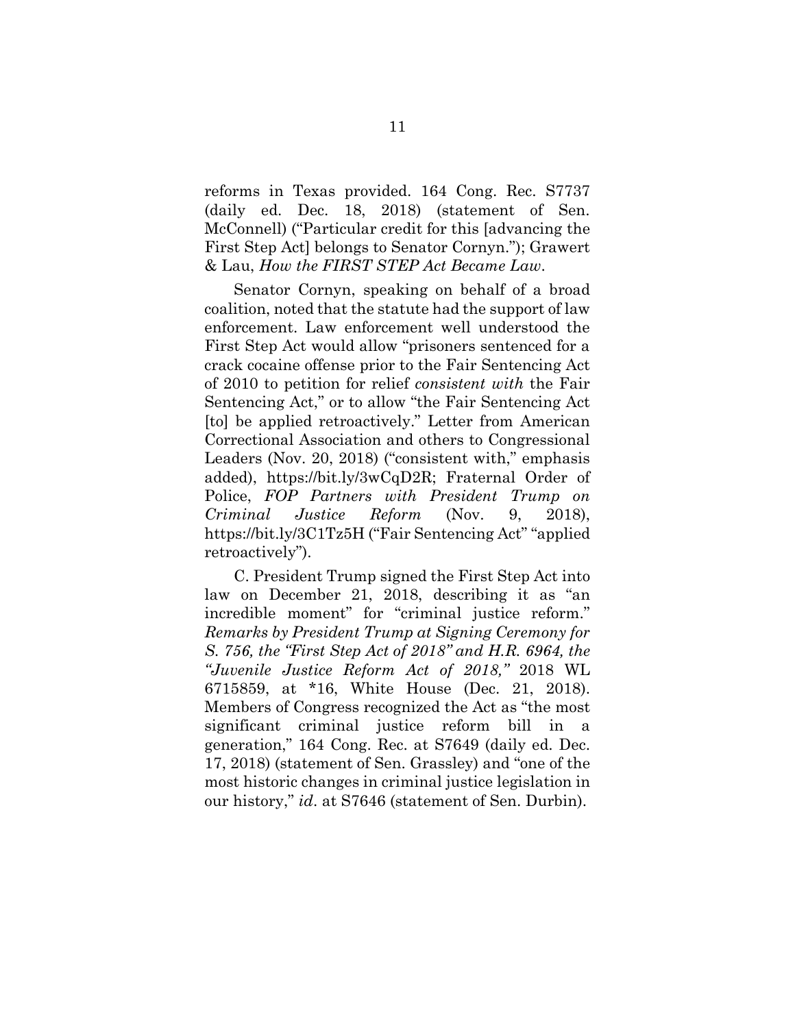reforms in Texas provided. 164 Cong. Rec. S7737 (daily ed. Dec. 18, 2018) (statement of Sen. McConnell) ("Particular credit for this [advancing the First Step Act] belongs to Senator Cornyn."); Grawert & Lau, *How the FIRST STEP Act Became Law*.

Senator Cornyn, speaking on behalf of a broad coalition, noted that the statute had the support of law enforcement. Law enforcement well understood the First Step Act would allow "prisoners sentenced for a crack cocaine offense prior to the Fair Sentencing Act of 2010 to petition for relief *consistent with* the Fair Sentencing Act," or to allow "the Fair Sentencing Act [to] be applied retroactively." Letter from American Correctional Association and others to Congressional Leaders (Nov. 20, 2018) ("consistent with," emphasis added), https://bit.ly/3wCqD2R; Fraternal Order of Police, *FOP Partners with President Trump on Criminal Justice Reform* (Nov. 9, 2018), https://bit.ly/3C1Tz5H ("Fair Sentencing Act" "applied retroactively").

C. President Trump signed the First Step Act into law on December 21, 2018, describing it as "an incredible moment" for "criminal justice reform." *Remarks by President Trump at Signing Ceremony for S. 756, the "First Step Act of 2018" and H.R. 6964, the "Juvenile Justice Reform Act of 2018,"* 2018 WL 6715859, at *16, White House (Dec. 21, 2018). Members of Congress recognized the Act as "the most significant criminal justice reform bill in a generation," 164 Cong. Rec. at S7649 (daily ed. Dec. 17, 2018) (statement of Sen. Grassley) and "one of the most historic changes in criminal justice legislation in our history," *id*. at S7646 (statement of Sen. Durbin).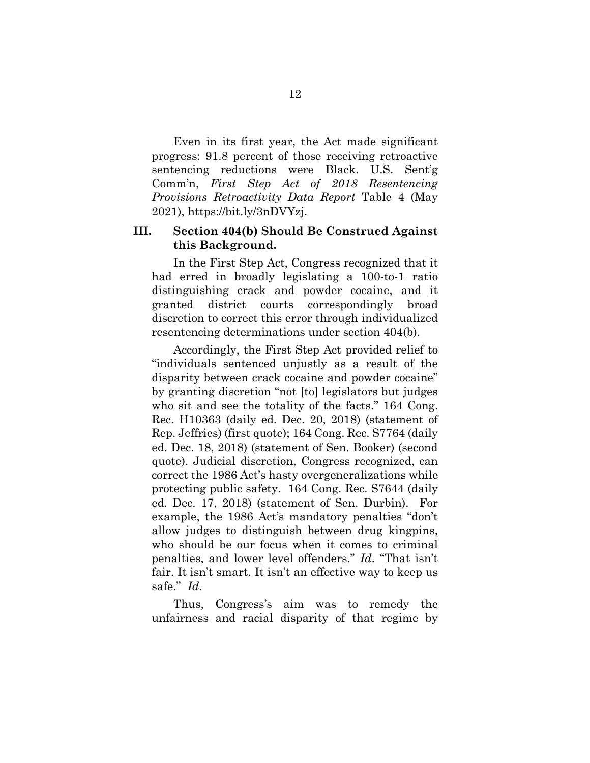Even in its first year, the Act made significant progress: 91.8 percent of those receiving retroactive sentencing reductions were Black. U.S. Sent'g Comm'n, *First Step Act of 2018 Resentencing Provisions Retroactivity Data Report* Table 4 (May 2021), https://bit.ly/3nDVYzj.

## III. Section 404(b) Should Be Construed Against this Background.

In the First Step Act, Congress recognized that it had erred in broadly legislating a 100-to-1 ratio distinguishing crack and powder cocaine, and it granted district courts correspondingly broad discretion to correct this error through individualized resentencing determinations under section 404(b).

Accordingly, the First Step Act provided relief to "individuals sentenced unjustly as a result of the disparity between crack cocaine and powder cocaine" by granting discretion "not [to] legislators but judges who sit and see the totality of the facts." 164 Cong. Rec. H10363 (daily ed. Dec. 20, 2018) (statement of Rep. Jeffries) (first quote); 164 Cong. Rec. S7764 (daily ed. Dec. 18, 2018) (statement of Sen. Booker) (second quote). Judicial discretion, Congress recognized, can correct the 1986 Act's hasty overgeneralizations while protecting public safety. 164 Cong. Rec. S7644 (daily ed. Dec. 17, 2018) (statement of Sen. Durbin). For example, the 1986 Act's mandatory penalties "don't allow judges to distinguish between drug kingpins, who should be our focus when it comes to criminal penalties, and lower level offenders." *Id*. "That isn't fair. It isn't smart. It isn't an effective way to keep us safe." *Id*.

Thus, Congress's aim was to remedy the unfairness and racial disparity of that regime by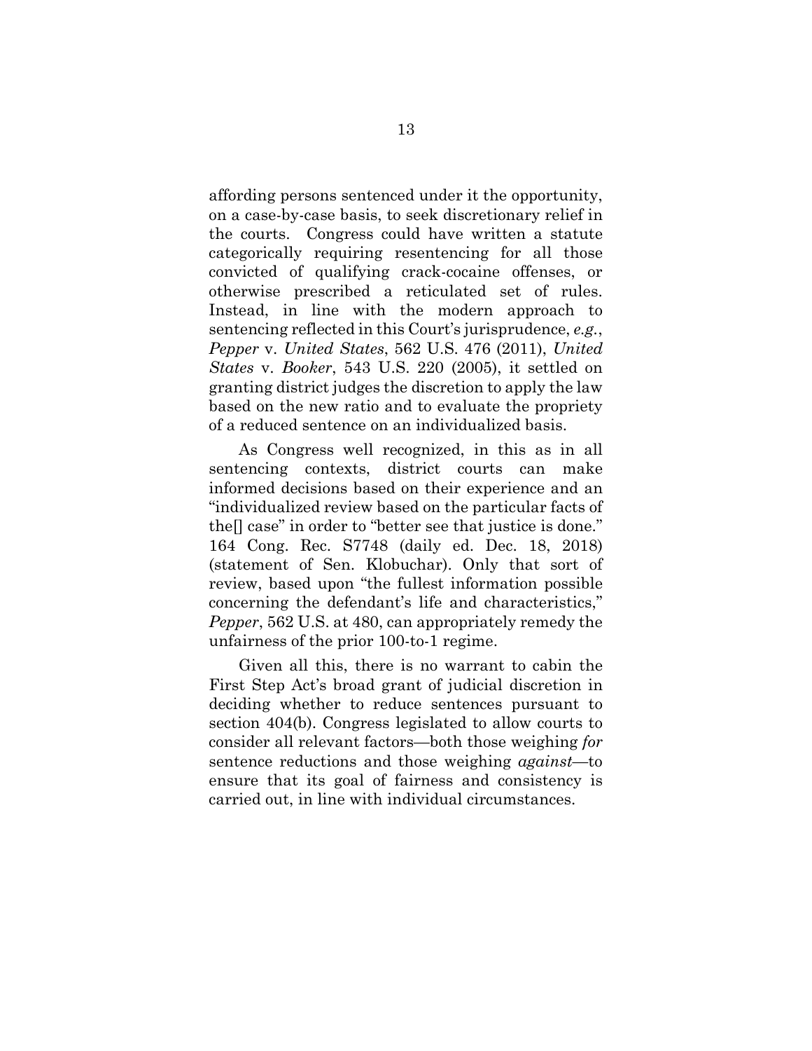affording persons sentenced under it the opportunity, on a case-by-case basis, to seek discretionary relief in the courts. Congress could have written a statute categorically requiring resentencing for all those convicted of qualifying crack-cocaine offenses, or otherwise prescribed a reticulated set of rules. Instead, in line with the modern approach to sentencing reflected in this Court's jurisprudence, *e.g.*, *Pepper* v. *United States*, 562 U.S. 476 (2011), *United States* v. *Booker*, 543 U.S. 220 (2005), it settled on granting district judges the discretion to apply the law based on the new ratio and to evaluate the propriety of a reduced sentence on an individualized basis.

As Congress well recognized, in this as in all sentencing contexts, district courts can make informed decisions based on their experience and an "individualized review based on the particular facts of the[] case" in order to "better see that justice is done." 164 Cong. Rec. S7748 (daily ed. Dec. 18, 2018) (statement of Sen. Klobuchar). Only that sort of review, based upon "the fullest information possible concerning the defendant's life and characteristics," *Pepper*, 562 U.S. at 480, can appropriately remedy the unfairness of the prior 100-to-1 regime.

Given all this, there is no warrant to cabin the First Step Act's broad grant of judicial discretion in deciding whether to reduce sentences pursuant to section 404(b). Congress legislated to allow courts to consider all relevant factors—both those weighing *for* sentence reductions and those weighing *against*—to ensure that its goal of fairness and consistency is carried out, in line with individual circumstances.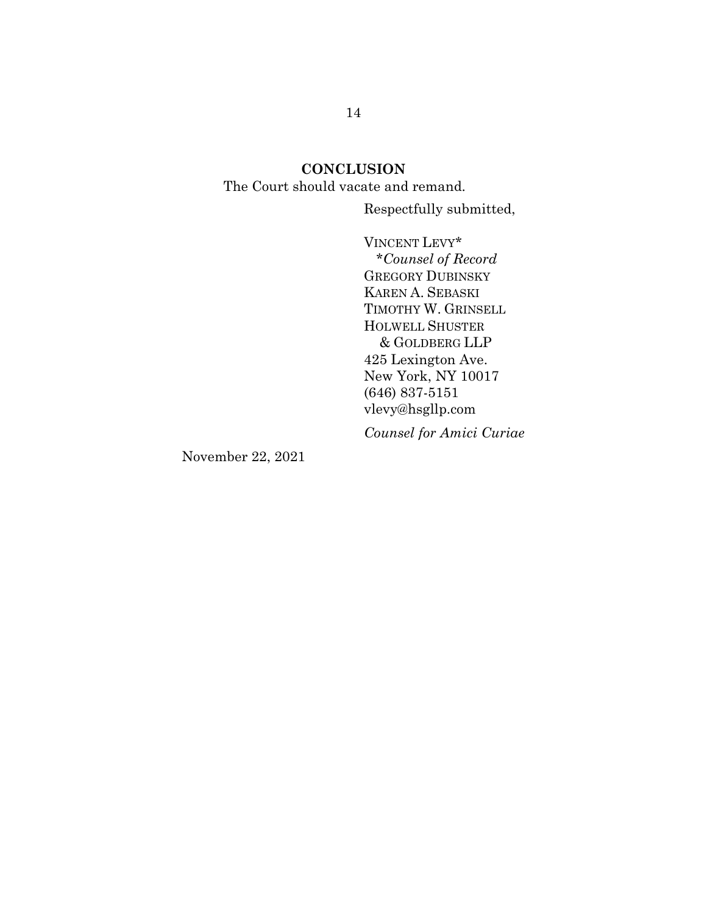## CONCLUSION

The Court should vacate and remand.

Respectfully submitted,

VINCENT LEVY*
*Counsel of Record*
GREGORY DUBINSKY
KAREN A. SEBASKI
TIMOTHY W. GRINSELL
HOLWELL SHUSTER
& GOLDBERG LLP
425 Lexington Ave.
New York, NY 10017
(646) 837-5151
vlevy@hsgllp.com

*Counsel for Amici Curiae*

November 22, 2021